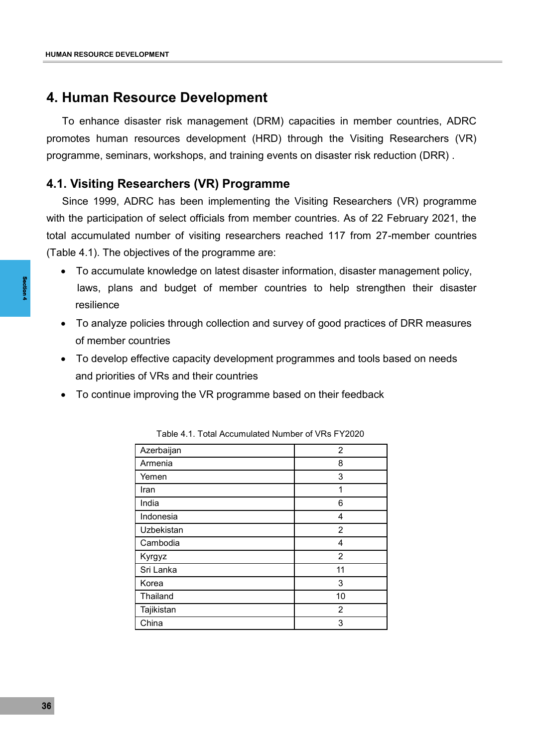# 4. Human Resource Development

To enhance disaster risk management (DRM) capacities in member countries, ADRC promotes human resources development (HRD) through the Visiting Researchers (VR) programme, seminars, workshops, and training events on disaster risk reduction (DRR) .

## 4.1. Visiting Researchers (VR) Programme

Since 1999, ADRC has been implementing the Visiting Researchers (VR) programme with the participation of select officials from member countries. As of 22 February 2021, the total accumulated number of visiting researchers reached 117 from 27-member countries (Table 4.1). The objectives of the programme are:

- To accumulate knowledge on latest disaster information, disaster management policy, laws, plans and budget of member countries to help strengthen their disaster resilience
- To analyze policies through collection and survey of good practices of DRR measures of member countries
- To develop effective capacity development programmes and tools based on needs and priorities of VRs and their countries
- To continue improving the VR programme based on their feedback

Table 4.1. Total Accumulated Number of VRs FY2020

| | |
|---|---|
| Azerbaijan | 2 |
| Armenia | 8 |
| Yemen | 3 |
| Iran | 1 |
| India | 6 |
| Indonesia | 4 |
| Uzbekistan | 2 |
| Cambodia | 4 |
| Kyrgyz | 2 |
| Sri Lanka | 11 |
| Korea | 3 |
| Thailand | 10 |
| Tajikistan | 2 |
| China | 3 |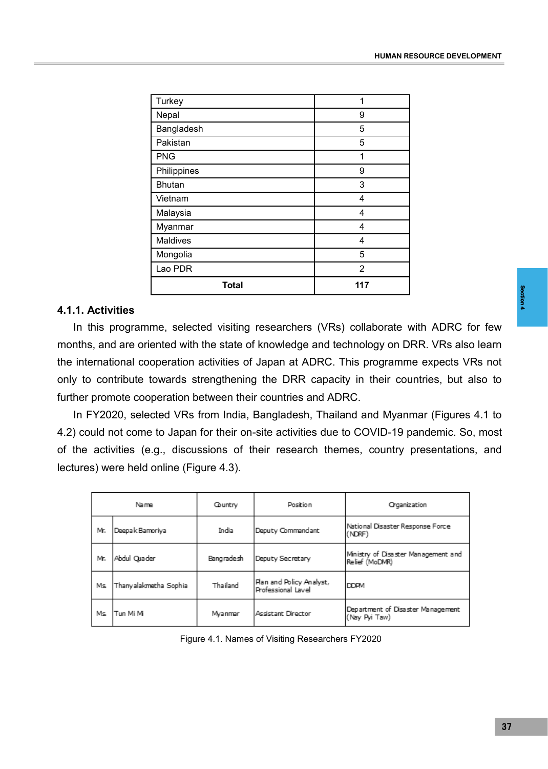| Turkey | 1 |
| --- | --- |
| Nepal | 9 |
| Bangladesh | 5 |
| Pakistan | 5 |
| PNG | 1 |
| Philippines | 9 |
| Bhutan | 3 |
| Vietnam | 4 |
| Malaysia | 4 |
| Myanmar | 4 |
| Maldives | 4 |
| Mongolia | 5 |
| Lao PDR | 2 |
| **Total** | **117** |

### 4.1.1. Activities

In this programme, selected visiting researchers (VRs) collaborate with ADRC for few months, and are oriented with the state of knowledge and technology on DRR. VRs also learn the international cooperation activities of Japan at ADRC. This programme expects VRs not only to contribute towards strengthening the DRR capacity in their countries, but also to further promote cooperation between their countries and ADRC.

In FY2020, selected VRs from India, Bangladesh, Thailand and Myanmar (Figures 4.1 to 4.2) could not come to Japan for their on-site activities due to COVID-19 pandemic. So, most of the activities (e.g., discussions of their research themes, country presentations, and lectures) were held online (Figure 4.3).

| Name | | Country | Position | Organization |
| --- | --- | --- | --- | --- |
| Mr. | Deepak Bamoriya | India | Deputy Commandant | National Disaster Response Force (NDRF) |
| Mr. | Abdul Quader | Bangradesh | Deputy Secretary | Ministry of Disaster Management and Relief (MoDMR) |
| Ms. | Thanyalakmetha Sophia | Thailand | Plan and Policy Analyst, Professional Level | DDPM |
| Ms. | Tun Mi Mi | Myanmar | Assistant Director | Department of Disaster Management (Nay Pyi Taw) |

Figure 4.1. Names of Visiting Researchers FY2020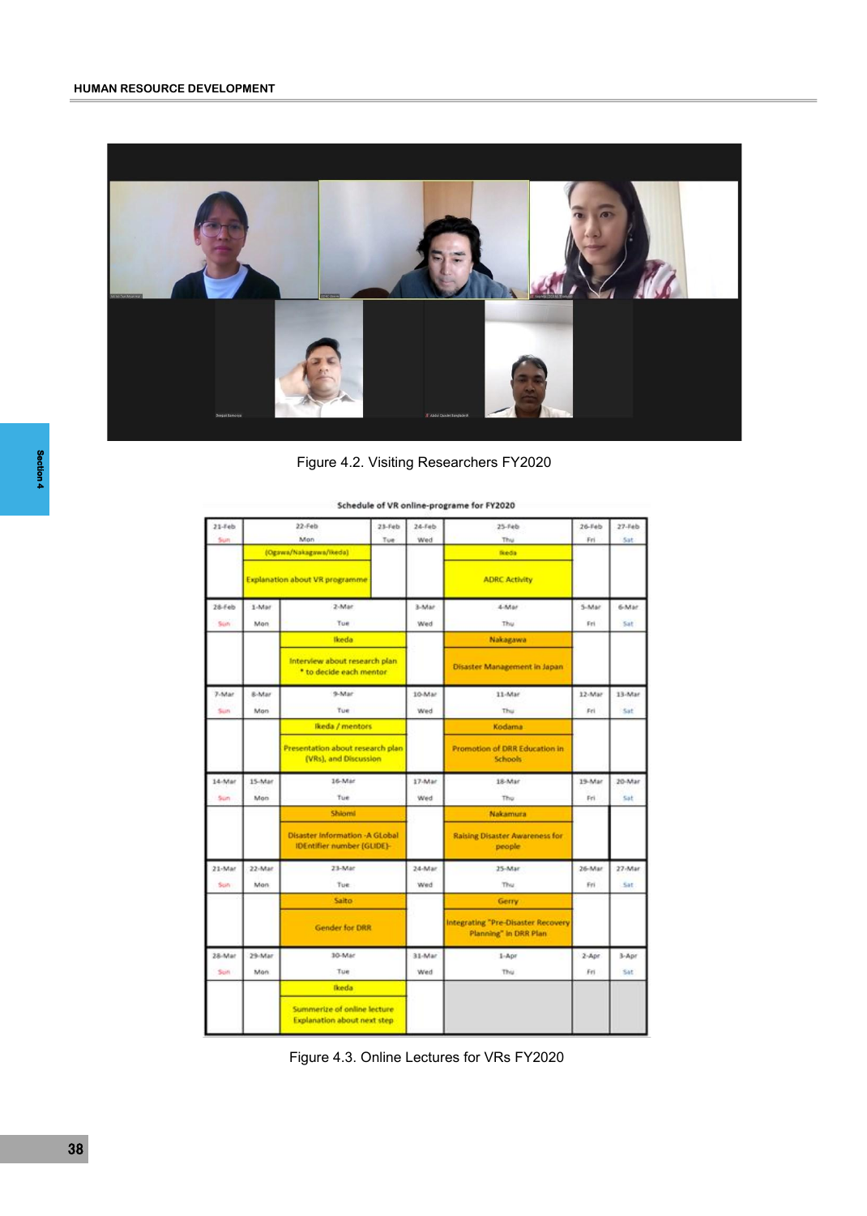Figure 4.2. Visiting Researchers FY2020

**Schedule of VR online-programe for FY2020**

| 21-Feb Sun | 22-Feb Mon | | 23-Feb Tue | 24-Feb Wed | 25-Feb Thu | 26-Feb Fri | 27-Feb Sat |
|---|---|---|---|---|---|---|---|
| | (Ogawa/Nakagawa/Ikeda) Explanation about VR programme | | | | Ikeda ADRC Activity | | |
| 28-Feb Sun | 1-Mar Mon | 2-Mar Tue | | 3-Mar Wed | 4-Mar Thu | 5-Mar Fri | 6-Mar Sat |
| | | Ikeda Interview about research plan * to decide each mentor | | | Nakagawa Disaster Management in Japan | | |
| 7-Mar Sun | 8-Mar Mon | 9-Mar Tue | | 10-Mar Wed | 11-Mar Thu | 12-Mar Fri | 13-Mar Sat |
| | | Ikeda / mentors Presentation about research plan (VRs), and Discussion | | | Kodama Promotion of DRR Education in Schools | | |
| 14-Mar Sun | 15-Mar Mon | 16-Mar Tue | | 17-Mar Wed | 18-Mar Thu | 19-Mar Fri | 20-Mar Sat |
| | | Shiomi Disaster Information -A GLobal IDEntifier number (GLIDE)- | | | Nakamura Raising Disaster Awareness for people | | |
| 21-Mar Sun | 22-Mar Mon | 23-Mar Tue | | 24-Mar Wed | 25-Mar Thu | 26-Mar Fri | 27-Mar Sat |
| | | Saito Gender for DRR | | | Gerry Integrating "Pre-Disaster Recovery Planning" in DRR Plan | | |
| 28-Mar Sun | 29-Mar Mon | 30-Mar Tue | | 31-Mar Wed | 1-Apr Thu | 2-Apr Fri | 3-Apr Sat |
| | | Ikeda Summerize of online lecture Explanation about next step | | | | | |

Figure 4.3. Online Lectures for VRs FY2020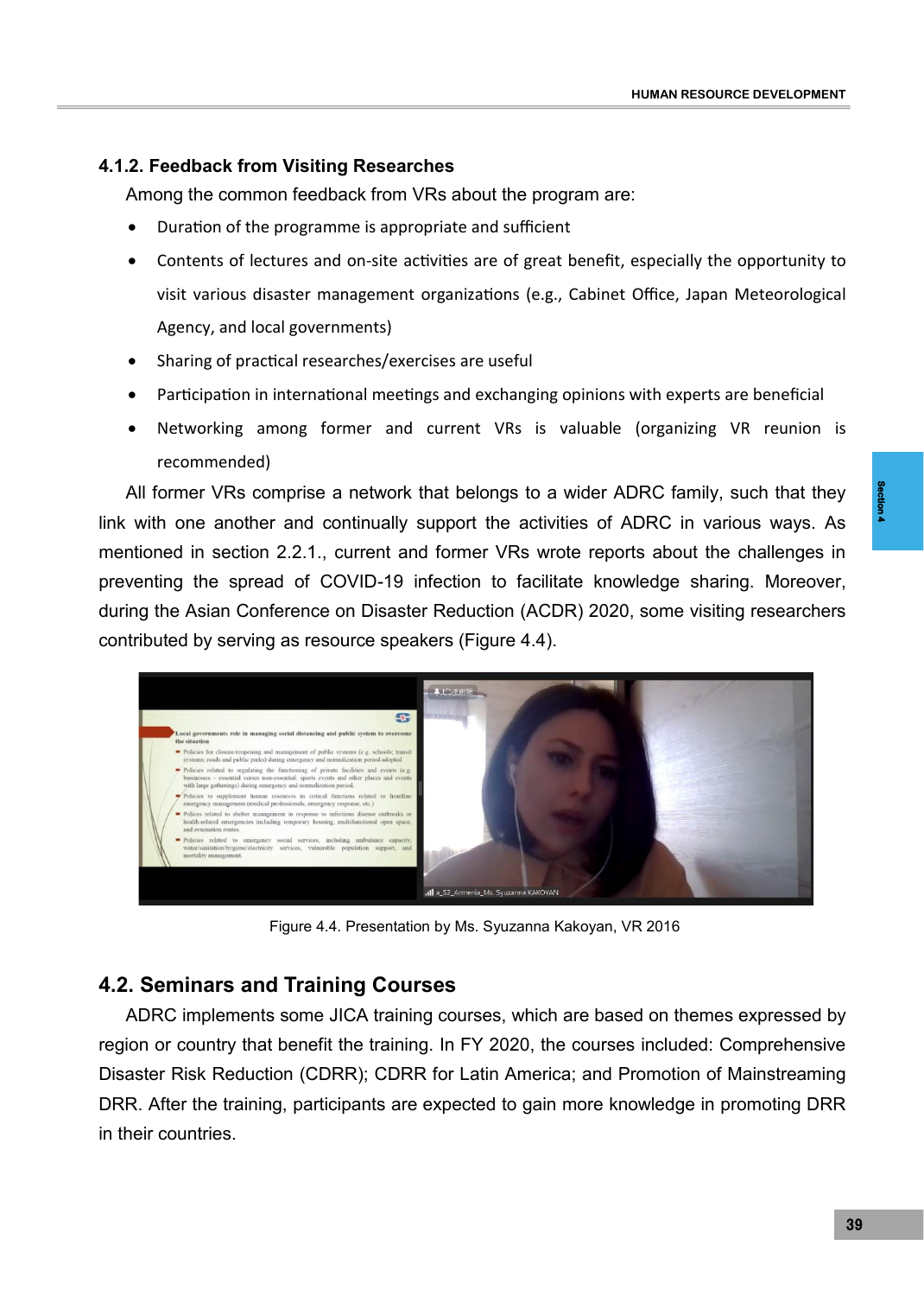### 4.1.2. Feedback from Visiting Researches

Among the common feedback from VRs about the program are:

- Duration of the programme is appropriate and sufficient
- Contents of lectures and on-site activities are of great benefit, especially the opportunity to visit various disaster management organizations (e.g., Cabinet Office, Japan Meteorological Agency, and local governments)
- Sharing of practical researches/exercises are useful
- Participation in international meetings and exchanging opinions with experts are beneficial
- Networking among former and current VRs is valuable (organizing VR reunion is recommended)

All former VRs comprise a network that belongs to a wider ADRC family, such that they link with one another and continually support the activities of ADRC in various ways. As mentioned in section 2.2.1., current and former VRs wrote reports about the challenges in preventing the spread of COVID-19 infection to facilitate knowledge sharing. Moreover, during the Asian Conference on Disaster Reduction (ACDR) 2020, some visiting researchers contributed by serving as resource speakers (Figure 4.4).

Figure 4.4. Presentation by Ms. Syuzanna Kakoyan, VR 2016

## 4.2. Seminars and Training Courses

ADRC implements some JICA training courses, which are based on themes expressed by region or country that benefit the training. In FY 2020, the courses included: Comprehensive Disaster Risk Reduction (CDRR); CDRR for Latin America; and Promotion of Mainstreaming DRR. After the training, participants are expected to gain more knowledge in promoting DRR in their countries.